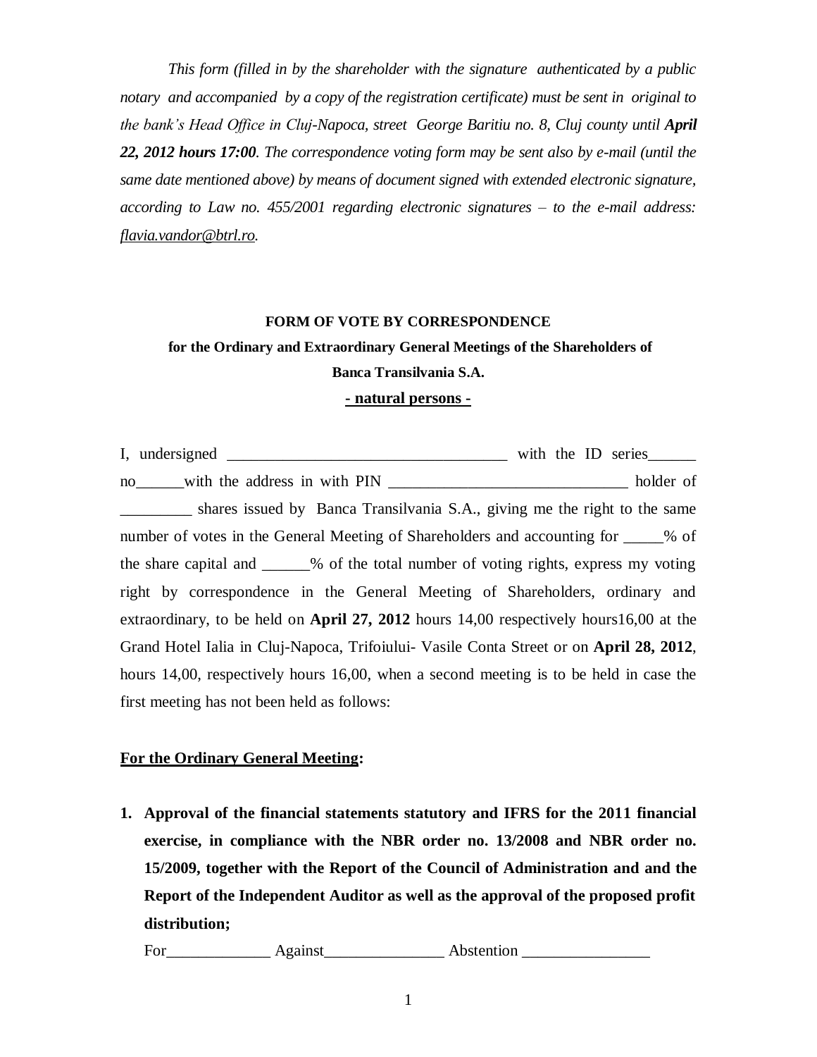*This form (filled in by the shareholder with the signature authenticated by a public notary and accompanied by a copy of the registration certificate) must be sent in original to the bank's Head Office in Cluj-Napoca, street George Baritiu no. 8, Cluj county until **April 22, 2012 hours 17:00**. The correspondence voting form may be sent also by e-mail (until the same date mentioned above) by means of document signed with extended electronic signature, according to Law no. 455/2001 regarding electronic signatures – to the e-mail address: flavia.vandor@btrl.ro.*

**FORM OF VOTE BY CORRESPONDENCE**

**for the Ordinary and Extraordinary General Meetings of the Shareholders of**

**Banca Transilvania S.A.**

**- natural persons -**

I, undersigned ____________________________________ with the ID series______ no______with the address in with PIN ______________________________ holder of _________ shares issued by Banca Transilvania S.A., giving me the right to the same number of votes in the General Meeting of Shareholders and accounting for _____% of the share capital and ______% of the total number of voting rights, express my voting right by correspondence in the General Meeting of Shareholders, ordinary and extraordinary, to be held on **April 27, 2012** hours 14,00 respectively hours16,00 at the Grand Hotel Ialia in Cluj-Napoca, Trifoiului- Vasile Conta Street or on **April 28, 2012**, hours 14,00, respectively hours 16,00, when a second meeting is to be held in case the first meeting has not been held as follows:

**For the Ordinary General Meeting:**

1. **Approval of the financial statements statutory and IFRS for the 2011 financial exercise, in compliance with the NBR order no. 13/2008 and NBR order no. 15/2009, together with the Report of the Council of Administration and and the Report of the Independent Auditor as well as the approval of the proposed profit distribution;**

   For_____________ Against_______________ Abstention ________________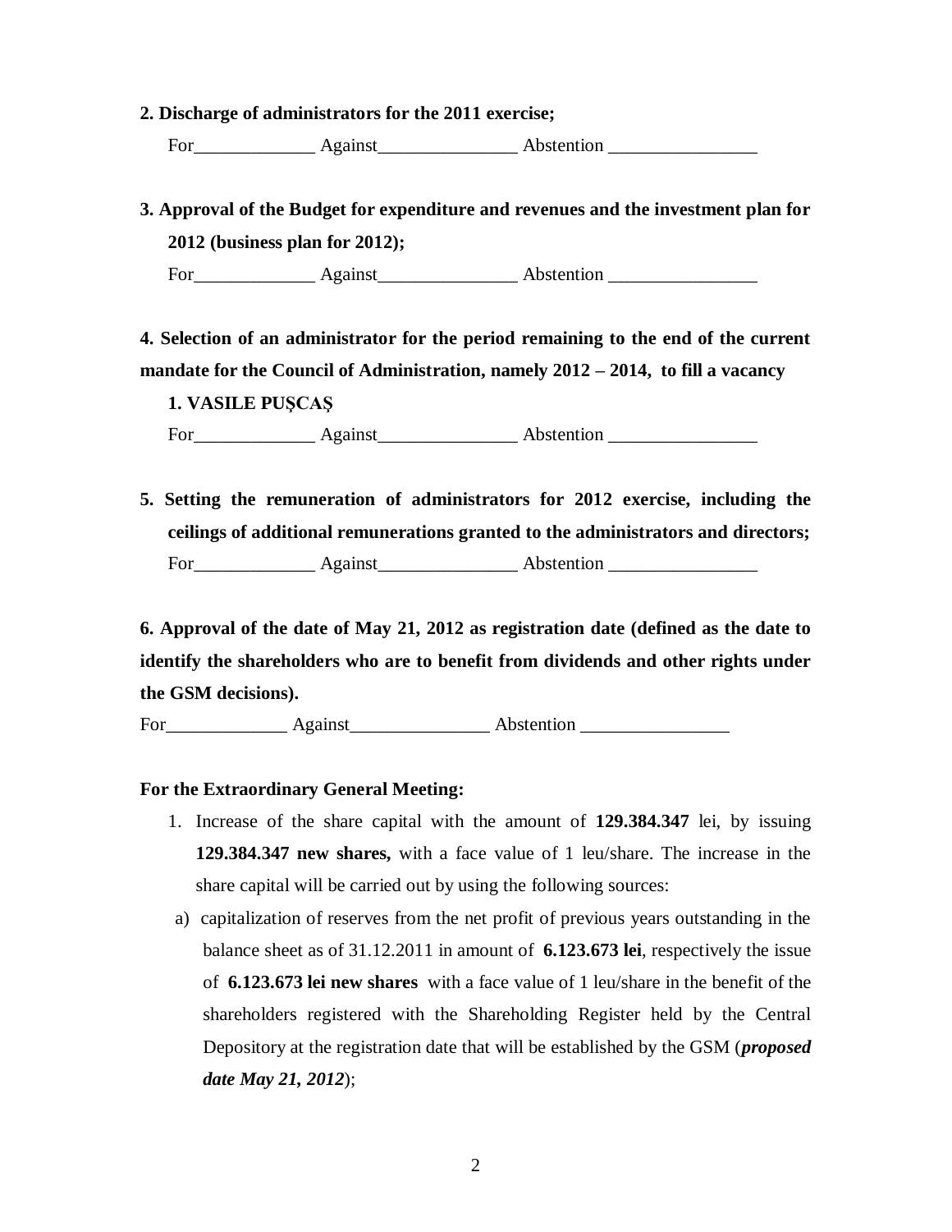**2. Discharge of administrators for the 2011 exercise;**

For_____________ Against_______________ Abstention ________________

**3. Approval of the Budget for expenditure and revenues and the investment plan for 2012 (business plan for 2012);**

For_____________ Against_______________ Abstention ________________

**4. Selection of an administrator for the period remaining to the end of the current mandate for the Council of Administration, namely 2012 – 2014, to fill a vacancy**

**1. VASILE PUȘCAȘ**

For_____________ Against_______________ Abstention ________________

**5. Setting the remuneration of administrators for 2012 exercise, including the ceilings of additional remunerations granted to the administrators and directors;**

For_____________ Against_______________ Abstention ________________

**6. Approval of the date of May 21, 2012 as registration date (defined as the date to identify the shareholders who are to benefit from dividends and other rights under the GSM decisions).**

For_____________ Against_______________ Abstention ________________

**For the Extraordinary General Meeting:**

1. Increase of the share capital with the amount of **129.384.347** lei, by issuing **129.384.347 new shares,** with a face value of 1 leu/share. The increase in the share capital will be carried out by using the following sources:

a) capitalization of reserves from the net profit of previous years outstanding in the balance sheet as of 31.12.2011 in amount of **6.123.673 lei**, respectively the issue of **6.123.673 lei new shares** with a face value of 1 leu/share in the benefit of the shareholders registered with the Shareholding Register held by the Central Depository at the registration date that will be established by the GSM (***proposed date May 21, 2012***);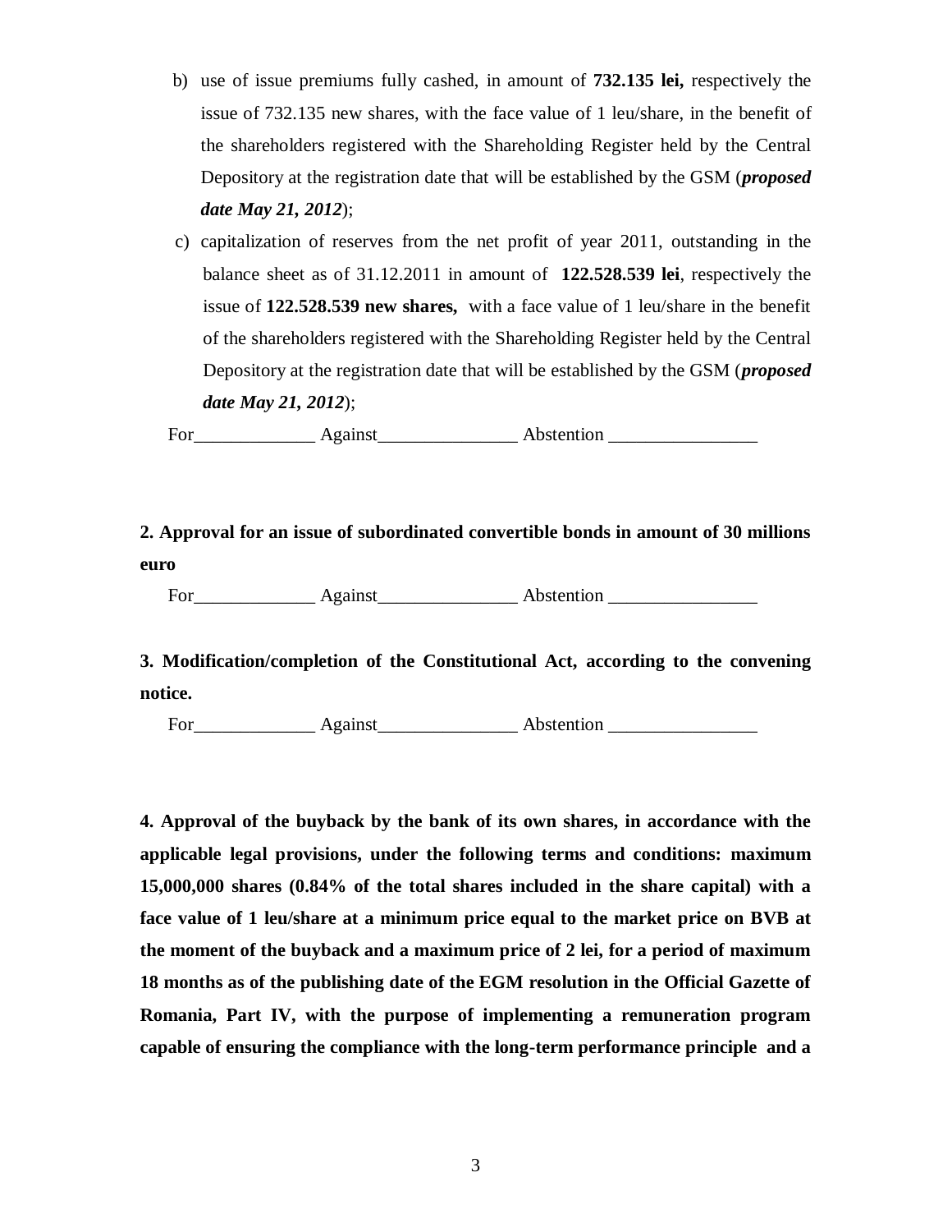b) use of issue premiums fully cashed, in amount of **732.135 lei,** respectively the issue of 732.135 new shares, with the face value of 1 leu/share, in the benefit of the shareholders registered with the Shareholding Register held by the Central Depository at the registration date that will be established by the GSM (***proposed date May 21, 2012***);

c) capitalization of reserves from the net profit of year 2011, outstanding in the balance sheet as of 31.12.2011 in amount of **122.528.539 lei**, respectively the issue of **122.528.539 new shares,** with a face value of 1 leu/share in the benefit of the shareholders registered with the Shareholding Register held by the Central Depository at the registration date that will be established by the GSM (***proposed date May 21, 2012***);

For_____________ Against_______________ Abstention ________________

**2. Approval for an issue of subordinated convertible bonds in amount of 30 millions euro**

For_____________ Against_______________ Abstention ________________

**3. Modification/completion of the Constitutional Act, according to the convening notice.**

For_____________ Against_______________ Abstention ________________

**4. Approval of the buyback by the bank of its own shares, in accordance with the applicable legal provisions, under the following terms and conditions: maximum 15,000,000 shares (0.84% of the total shares included in the share capital) with a face value of 1 leu/share at a minimum price equal to the market price on BVB at the moment of the buyback and a maximum price of 2 lei, for a period of maximum 18 months as of the publishing date of the EGM resolution in the Official Gazette of Romania, Part IV, with the purpose of implementing a remuneration program capable of ensuring the compliance with the long-term performance principle and a**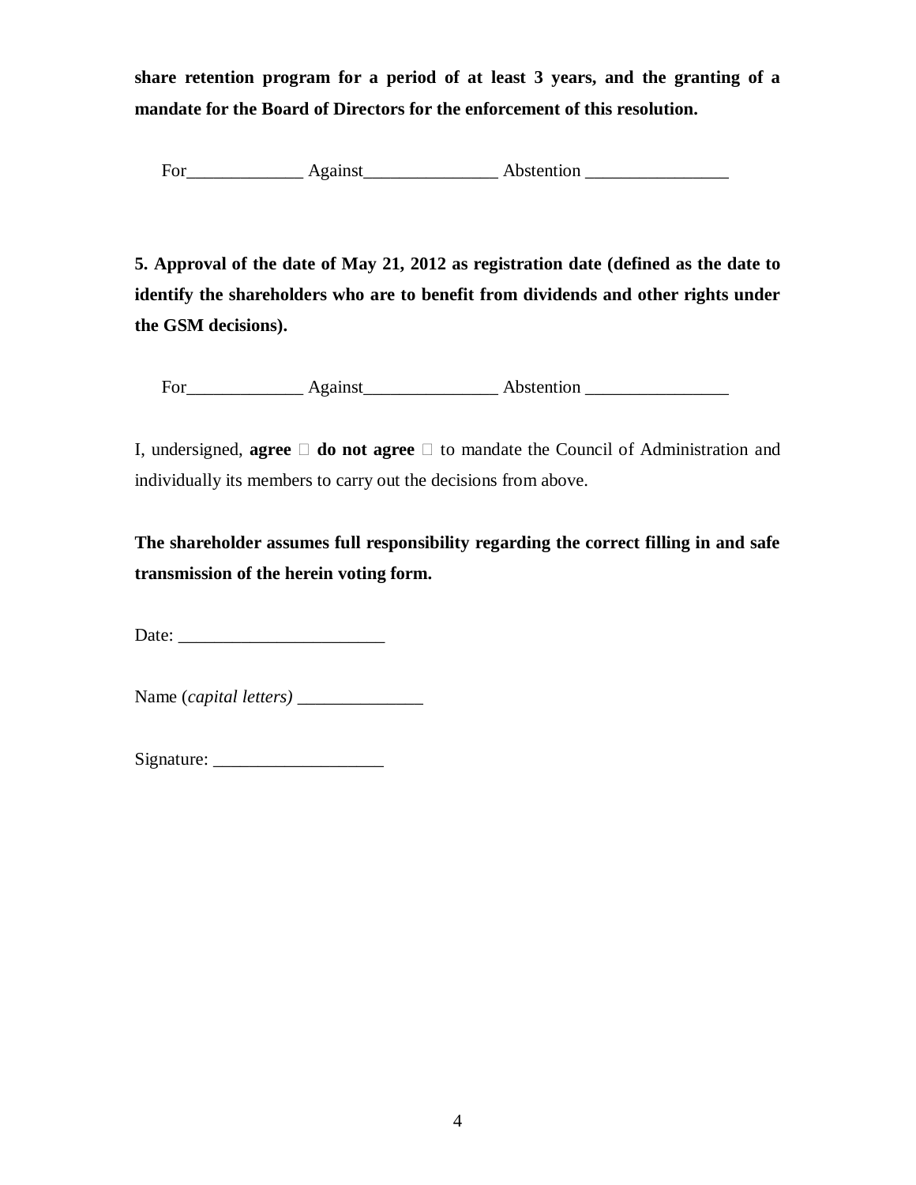**share retention program for a period of at least 3 years, and the granting of a mandate for the Board of Directors for the enforcement of this resolution.**

For_____________ Against_______________ Abstention ________________

**5. Approval of the date of May 21, 2012 as registration date (defined as the date to identify the shareholders who are to benefit from dividends and other rights under the GSM decisions).**

For_____________ Against_______________ Abstention ________________

I, undersigned, **agree** □ **do not agree** □ to mandate the Council of Administration and individually its members to carry out the decisions from above.

**The shareholder assumes full responsibility regarding the correct filling in and safe transmission of the herein voting form.**

Date: _______________________

Name (*capital letters)* ______________

Signature: ___________________